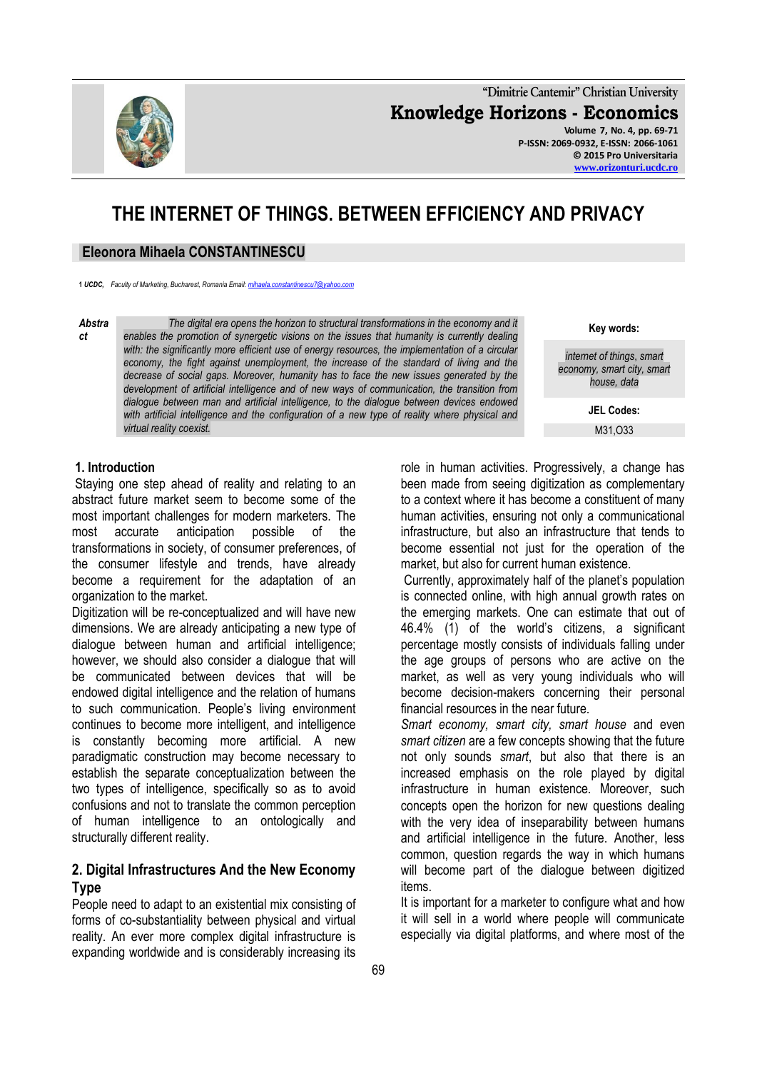# THE INTERNET OF THINGS. BETWEEN EFFICIENCY AND PRIVACY

**Eleonora Mihaela CONSTANTINESCU**

1 *UCDC, Faculty of Marketing, Bucharest, Romania Email: mihaela.constantinescu7@yahoo.com*

***Abstract*** *The digital era opens the horizon to structural transformations in the economy and it enables the promotion of synergetic visions on the issues that humanity is currently dealing with: the significantly more efficient use of energy resources, the implementation of a circular economy, the fight against unemployment, the increase of the standard of living and the decrease of social gaps. Moreover, humanity has to face the new issues generated by the development of artificial intelligence and of new ways of communication, the transition from dialogue between man and artificial intelligence, to the dialogue between devices endowed with artificial intelligence and the configuration of a new type of reality where physical and virtual reality coexist.*

**Key words:**

*internet of things, smart economy, smart city, smart house, data*

**JEL Codes:**

M31,O33

## 1. Introduction

Staying one step ahead of reality and relating to an abstract future market seem to become some of the most important challenges for modern marketers. The most accurate anticipation possible of the transformations in society, of consumer preferences, of the consumer lifestyle and trends, have already become a requirement for the adaptation of an organization to the market.

Digitization will be re-conceptualized and will have new dimensions. We are already anticipating a new type of dialogue between human and artificial intelligence; however, we should also consider a dialogue that will be communicated between devices that will be endowed digital intelligence and the relation of humans to such communication. People's living environment continues to become more intelligent, and intelligence is constantly becoming more artificial. A new paradigmatic construction may become necessary to establish the separate conceptualization between the two types of intelligence, specifically so as to avoid confusions and not to translate the common perception of human intelligence to an ontologically and structurally different reality.

## 2. Digital Infrastructures And the New Economy Type

People need to adapt to an existential mix consisting of forms of co-substantiality between physical and virtual reality. An ever more complex digital infrastructure is expanding worldwide and is considerably increasing its role in human activities. Progressively, a change has been made from seeing digitization as complementary to a context where it has become a constituent of many human activities, ensuring not only a communicational infrastructure, but also an infrastructure that tends to become essential not just for the operation of the market, but also for current human existence.

Currently, approximately half of the planet's population is connected online, with high annual growth rates on the emerging markets. One can estimate that out of 46.4% (1) of the world's citizens, a significant percentage mostly consists of individuals falling under the age groups of persons who are active on the market, as well as very young individuals who will become decision-makers concerning their personal financial resources in the near future.

*Smart economy, smart city, smart house* and even *smart citizen* are a few concepts showing that the future not only sounds *smart*, but also that there is an increased emphasis on the role played by digital infrastructure in human existence. Moreover, such concepts open the horizon for new questions dealing with the very idea of inseparability between humans and artificial intelligence in the future. Another, less common, question regards the way in which humans will become part of the dialogue between digitized items.

It is important for a marketer to configure what and how it will sell in a world where people will communicate especially via digital platforms, and where most of the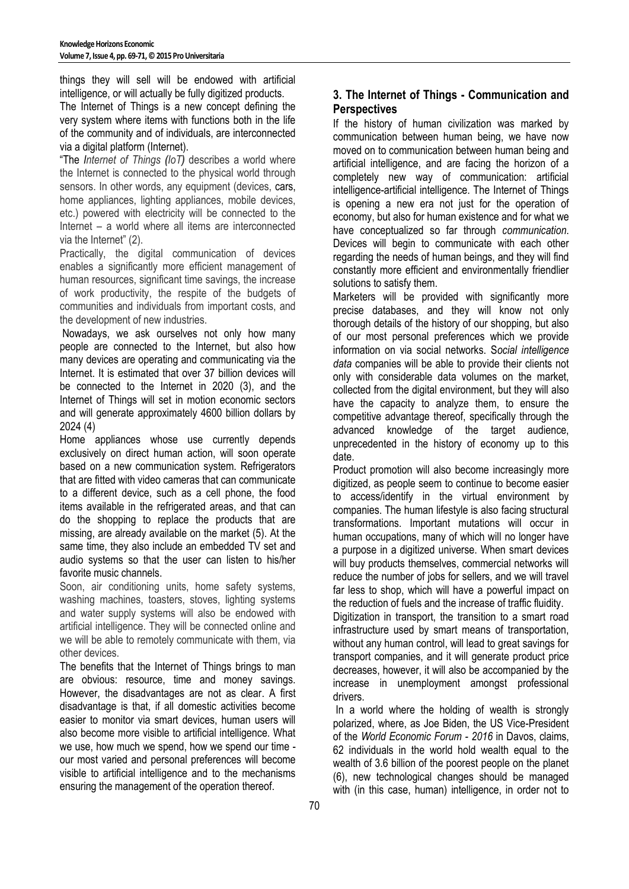things they will sell will be endowed with artificial intelligence, or will actually be fully digitized products.

The Internet of Things is a new concept defining the very system where items with functions both in the life of the community and of individuals, are interconnected via a digital platform (Internet).

"The *Internet of Things (IoT)* describes a world where the Internet is connected to the physical world through sensors. In other words, any equipment (devices, cars, home appliances, lighting appliances, mobile devices, etc.) powered with electricity will be connected to the Internet – a world where all items are interconnected via the Internet" (2).

Practically, the digital communication of devices enables a significantly more efficient management of human resources, significant time savings, the increase of work productivity, the respite of the budgets of communities and individuals from important costs, and the development of new industries.

Nowadays, we ask ourselves not only how many people are connected to the Internet, but also how many devices are operating and communicating via the Internet. It is estimated that over 37 billion devices will be connected to the Internet in 2020 (3), and the Internet of Things will set in motion economic sectors and will generate approximately 4600 billion dollars by 2024 (4)

Home appliances whose use currently depends exclusively on direct human action, will soon operate based on a new communication system. Refrigerators that are fitted with video cameras that can communicate to a different device, such as a cell phone, the food items available in the refrigerated areas, and that can do the shopping to replace the products that are missing, are already available on the market (5). At the same time, they also include an embedded TV set and audio systems so that the user can listen to his/her favorite music channels.

Soon, air conditioning units, home safety systems, washing machines, toasters, stoves, lighting systems and water supply systems will also be endowed with artificial intelligence. They will be connected online and we will be able to remotely communicate with them, via other devices.

The benefits that the Internet of Things brings to man are obvious: resource, time and money savings. However, the disadvantages are not as clear. A first disadvantage is that, if all domestic activities become easier to monitor via smart devices, human users will also become more visible to artificial intelligence. What we use, how much we spend, how we spend our time - our most varied and personal preferences will become visible to artificial intelligence and to the mechanisms ensuring the management of the operation thereof.

## 3. The Internet of Things - Communication and Perspectives

If the history of human civilization was marked by communication between human being, we have now moved on to communication between human being and artificial intelligence, and are facing the horizon of a completely new way of communication: artificial intelligence-artificial intelligence. The Internet of Things is opening a new era not just for the operation of economy, but also for human existence and for what we have conceptualized so far through *communication*. Devices will begin to communicate with each other regarding the needs of human beings, and they will find constantly more efficient and environmentally friendlier solutions to satisfy them.

Marketers will be provided with significantly more precise databases, and they will know not only thorough details of the history of our shopping, but also of our most personal preferences which we provide information on via social networks. *Social intelligence data* companies will be able to provide their clients not only with considerable data volumes on the market, collected from the digital environment, but they will also have the capacity to analyze them, to ensure the competitive advantage thereof, specifically through the advanced knowledge of the target audience, unprecedented in the history of economy up to this date.

Product promotion will also become increasingly more digitized, as people seem to continue to become easier to access/identify in the virtual environment by companies. The human lifestyle is also facing structural transformations. Important mutations will occur in human occupations, many of which will no longer have a purpose in a digitized universe. When smart devices will buy products themselves, commercial networks will reduce the number of jobs for sellers, and we will travel far less to shop, which will have a powerful impact on the reduction of fuels and the increase of traffic fluidity.

Digitization in transport, the transition to a smart road infrastructure used by smart means of transportation, without any human control, will lead to great savings for transport companies, and it will generate product price decreases, however, it will also be accompanied by the increase in unemployment amongst professional drivers.

In a world where the holding of wealth is strongly polarized, where, as Joe Biden, the US Vice-President of the *World Economic Forum - 2016* in Davos, claims, 62 individuals in the world hold wealth equal to the wealth of 3.6 billion of the poorest people on the planet (6), new technological changes should be managed with (in this case, human) intelligence, in order not to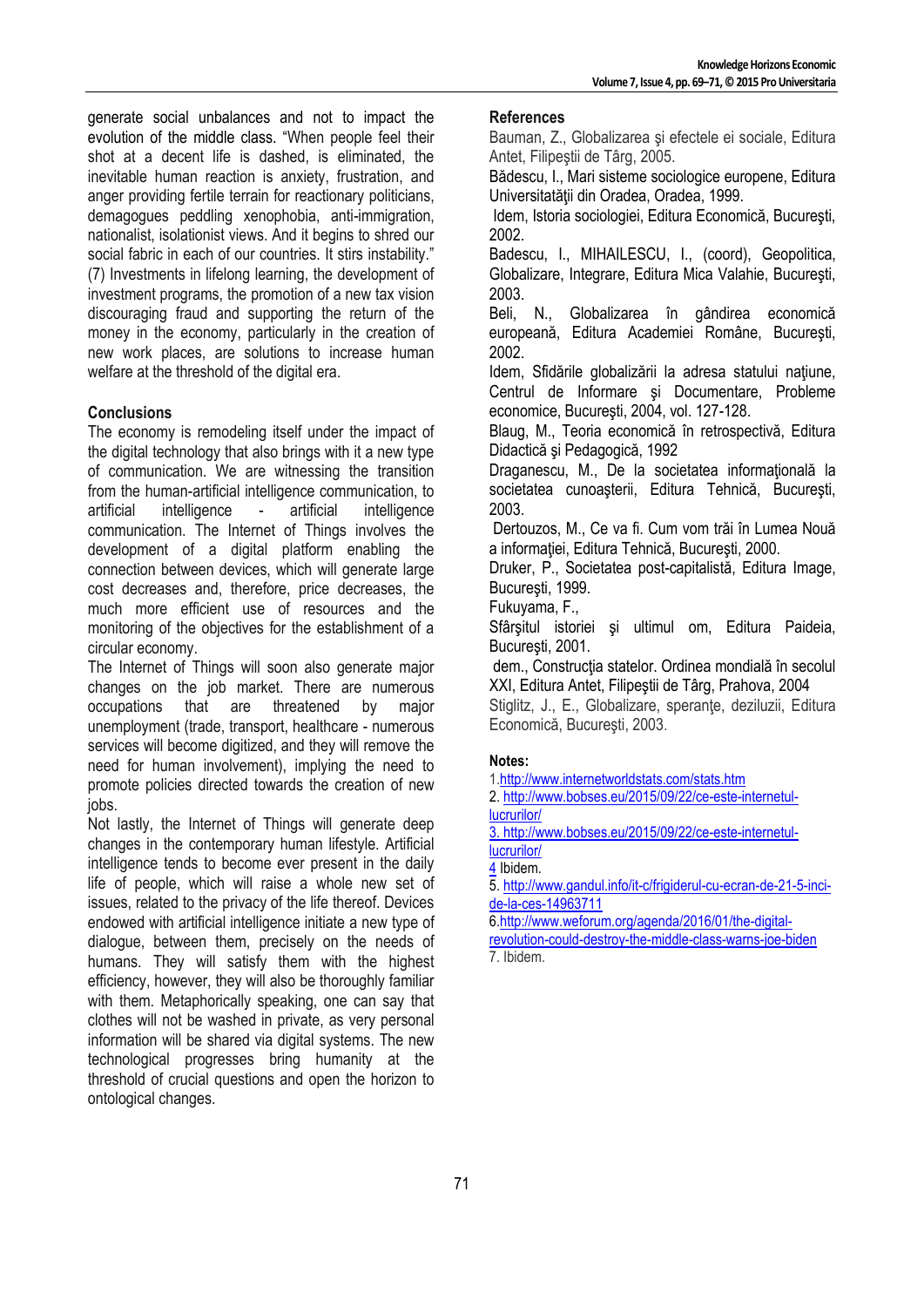generate social unbalances and not to impact the evolution of the middle class. "When people feel their shot at a decent life is dashed, is eliminated, the inevitable human reaction is anxiety, frustration, and anger providing fertile terrain for reactionary politicians, demagogues peddling xenophobia, anti-immigration, nationalist, isolationist views. And it begins to shred our social fabric in each of our countries. It stirs instability." (7) Investments in lifelong learning, the development of investment programs, the promotion of a new tax vision discouraging fraud and supporting the return of the money in the economy, particularly in the creation of new work places, are solutions to increase human welfare at the threshold of the digital era.

## Conclusions

The economy is remodeling itself under the impact of the digital technology that also brings with it a new type of communication. We are witnessing the transition from the human-artificial intelligence communication, to artificial intelligence - artificial intelligence communication. The Internet of Things involves the development of a digital platform enabling the connection between devices, which will generate large cost decreases and, therefore, price decreases, the much more efficient use of resources and the monitoring of the objectives for the establishment of a circular economy.

The Internet of Things will soon also generate major changes on the job market. There are numerous occupations that are threatened by major unemployment (trade, transport, healthcare - numerous services will become digitized, and they will remove the need for human involvement), implying the need to promote policies directed towards the creation of new jobs.

Not lastly, the Internet of Things will generate deep changes in the contemporary human lifestyle. Artificial intelligence tends to become ever present in the daily life of people, which will raise a whole new set of issues, related to the privacy of the life thereof. Devices endowed with artificial intelligence initiate a new type of dialogue, between them, precisely on the needs of humans. They will satisfy them with the highest efficiency, however, they will also be thoroughly familiar with them. Metaphorically speaking, one can say that clothes will not be washed in private, as very personal information will be shared via digital systems. The new technological progresses bring humanity at the threshold of crucial questions and open the horizon to ontological changes.

## References

Bauman, Z., Globalizarea şi efectele ei sociale, Editura Antet, Filipeştii de Târg, 2005.

Bădescu, I., Mari sisteme sociologice europene, Editura Universităţii din Oradea, Oradea, 1999.

Idem, Istoria sociologiei, Editura Economică, Bucureşti, 2002.

Badescu, I., MIHAILESCU, I., (coord), Geopolitica, Globalizare, Integrare, Editura Mica Valahie, Bucureşti, 2003.

Beli, N., Globalizarea în gândirea economică europeană, Editura Academiei Române, Bucureşti, 2002.

Idem, Sfidările globalizării la adresa statului naţiune, Centrul de Informare şi Documentare, Probleme economice, Bucureşti, 2004, vol. 127-128.

Blaug, M., Teoria economică în retrospectivă, Editura Didactică şi Pedagogică, 1992

Draganescu, M., De la societatea informaţională la societatea cunoaşterii, Editura Tehnică, Bucureşti, 2003.

Dertouzos, M., Ce va fi. Cum vom trăi în Lumea Nouă a informaţiei, Editura Tehnică, Bucureşti, 2000.

Druker, P., Societatea post-capitalistă, Editura Image, Bucureşti, 1999.

Fukuyama, F.,

Sfârşitul istoriei şi ultimul om, Editura Paideia, Bucureşti, 2001.

dem., Construcţia statelor. Ordinea mondială în secolul XXI, Editura Antet, Filipeştii de Târg, Prahova, 2004

Stiglitz, J., E., Globalizare, speranţe, deziluzii, Editura Economică, Bucureşti, 2003.

## Notes:

1.http://www.internetworldstats.com/stats.htm

2. http://www.bobses.eu/2015/09/22/ce-este-internetul-lucrurilor/

3. http://www.bobses.eu/2015/09/22/ce-este-internetul-lucrurilor/

4 Ibidem.

5. http://www.gandul.info/it-c/frigiderul-cu-ecran-de-21-5-inci-de-la-ces-14963711

6.http://www.weforum.org/agenda/2016/01/the-digital-revolution-could-destroy-the-middle-class-warns-joe-biden

7. Ibidem.